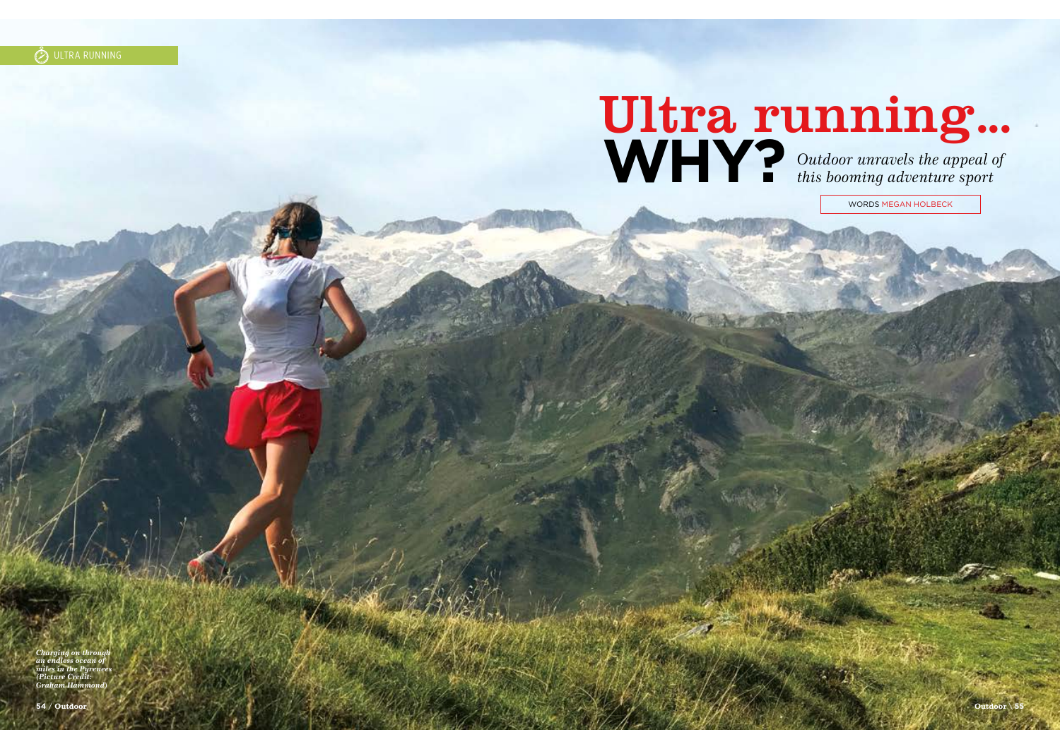ULTRA RUNNING

# Ultra running... WHY?

*Outdoor unravels the appeal of this booming adventure sport*

WORDS MEGAN HOLBECK

*Charging on through an endless ocean of miles in the Pyrenees (Picture Credit: Graham Hammond)*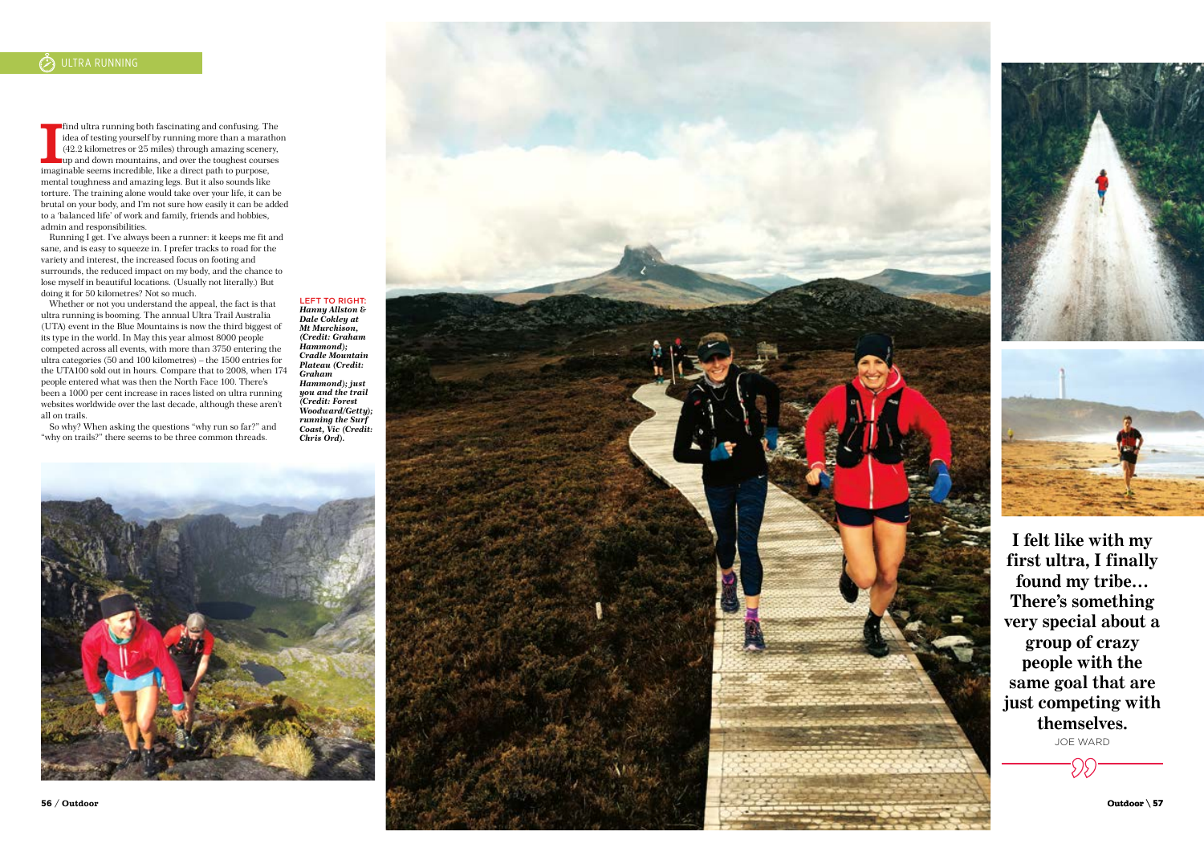I find ultra running both fascinating and confusing. The idea of testing yourself by running more than a marathon (42.2 kilometres or 25 miles) through amazing scenery, up and down mountains, and over the toughest courses imaginable seems incredible, like a direct path to purpose, mental toughness and amazing legs. But it also sounds like torture. The training alone would take over your life, it can be brutal on your body, and I'm not sure how easily it can be added to a 'balanced life' of work and family, friends and hobbies, admin and responsibilities.

Running I get. I've always been a runner: it keeps me fit and sane, and is easy to squeeze in. I prefer tracks to road for the variety and interest, the increased focus on footing and surrounds, the reduced impact on my body, and the chance to lose myself in beautiful locations. (Usually not literally.) But doing it for 50 kilometres? Not so much.

Whether or not you understand the appeal, the fact is that ultra running is booming. The annual Ultra Trail Australia (UTA) event in the Blue Mountains is now the third biggest of its type in the world. In May this year almost 8000 people competed across all events, with more than 3750 entering the ultra categories (50 and 100 kilometres) – the 1500 entries for the UTA100 sold out in hours. Compare that to 2008, when 174 people entered what was then the North Face 100. There's been a 1000 per cent increase in races listed on ultra running websites worldwide over the last decade, although these aren't all on trails.

So why? When asking the questions "why run so far?" and "why on trails?" there seems to be three common threads.

**LEFT TO RIGHT:** ***Hanny Allston & Dale Cokley at Mt Murchison, (Credit: Graham Hammond); Cradle Mountain Plateau (Credit: Graham Hammond); just you and the trail (Credit: Forest Woodward/Getty); running the Surf Coast, Vic (Credit: Chris Ord).***

**I felt like with my first ultra, I finally found my tribe… There's something very special about a group of crazy people with the same goal that are just competing with themselves.**

JOE WARD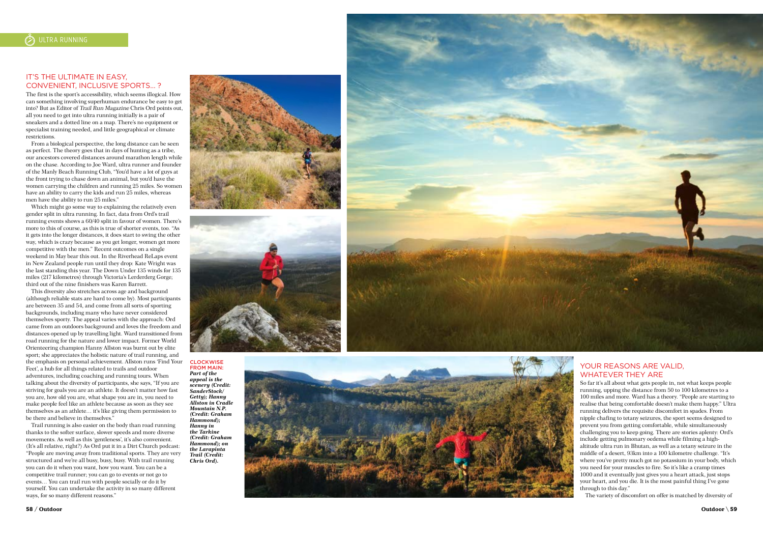## IT'S THE ULTIMATE IN EASY, CONVENIENT, INCLUSIVE SPORTS... ?

The first is the sport's accessibility, which seems illogical. How can something involving superhuman endurance be easy to get into? But as Editor of *Trail Run Magazine* Chris Ord points out, all you need to get into ultra running initially is a pair of sneakers and a dotted line on a map. There's no equipment or specialist training needed, and little geographical or climate restrictions.

From a biological perspective, the long distance can be seen as perfect. The theory goes that in days of hunting as a tribe, our ancestors covered distances around marathon length while on the chase. According to Joe Ward, ultra runner and founder of the Manly Beach Running Club, "You'd have a lot of guys at the front trying to chase down an animal, but you'd have the women carrying the children and running 25 miles. So women have an ability to carry the kids and run 25 miles, whereas men have the ability to run 25 miles."

Which might go some way to explaining the relatively even gender split in ultra running. In fact, data from Ord's trail running events shows a 60/40 split in favour of women. There's more to this of course, as this is true of shorter events, too. "As it gets into the longer distances, it does start to swing the other way, which is crazy because as you get longer, women get more competitive with the men." Recent outcomes on a single weekend in May bear this out. In the Riverhead ReLaps event in New Zealand people run until they drop: Kate Wright was the last standing this year. The Down Under 135 winds for 135 miles (217 kilometres) through Victoria's Lerderderg Gorge; third out of the nine finishers was Karen Barrett.

This diversity also stretches across age and background (although reliable stats are hard to come by). Most participants are between 35 and 54, and come from all sorts of sporting backgrounds, including many who have never considered themselves sporty. The appeal varies with the approach: Ord came from an outdoors background and loves the freedom and distances opened up by travelling light. Ward transitioned from road running for the nature and lower impact. Former World Orienteering champion Hanny Allston was burnt out by elite sport; she appreciates the holistic nature of trail running, and the emphasis on personal achievement. Allston runs 'Find Your Feet', a hub for all things related to trails and outdoor adventures, including coaching and running tours. When talking about the diversity of participants, she says, "If you are striving for goals you are an athlete. It doesn't matter how fast you are, how old you are, what shape you are in, you need to make people feel like an athlete because as soon as they see themselves as an athlete… it's like giving them permission to be there and believe in themselves."

Trail running is also easier on the body than road running thanks to the softer surface, slower speeds and more diverse movements. As well as this 'gentleness', it's also convenient. (It's all relative, right?) As Ord put it in a Dirt Church podcast: "People are moving away from traditional sports. They are very structured and we're all busy, busy, busy. With trail running you can do it when you want, how you want. You can be a competitive trail runner; you can go to events or not go to events… You can trail run with people socially or do it by yourself. You can undertake the activity in so many different ways, for so many different reasons."

**CLOCKWISE FROM MAIN:** ***Part of the appeal is the scenery (Credit: SanderStock/ Getty); Hanny Allston in Cradle Mountain N.P. (Credit: Graham Hammond); Hanny in the Tarkine (Credit: Graham Hammond); on the Larapinta Trail (Credit: Chris Ord).***

## YOUR REASONS ARE VALID, WHATEVER THEY ARE

So far it's all about what gets people in, not what keeps people running, upping the distance from 50 to 100 kilometres to a 100 miles and more. Ward has a theory. "People are starting to realise that being comfortable doesn't make them happy." Ultra running delivers the requisite discomfort in spades. From nipple chafing to tetany seizures, the sport seems designed to prevent you from getting comfortable, while simultaneously challenging you to keep going. There are stories aplenty: Ord's include getting pulmonary oedema while filming a high-altitude ultra run in Bhutan, as well as a tetany seizure in the middle of a desert, 93km into a 100 kilometre challenge. "It's where you've pretty much got no potassium in your body, which you need for your muscles to fire. So it's like a cramp times 1000 and it eventually just gives you a heart attack, just stops your heart, and you die. It is the most painful thing I've gone through to this day."

The variety of discomfort on offer is matched by diversity of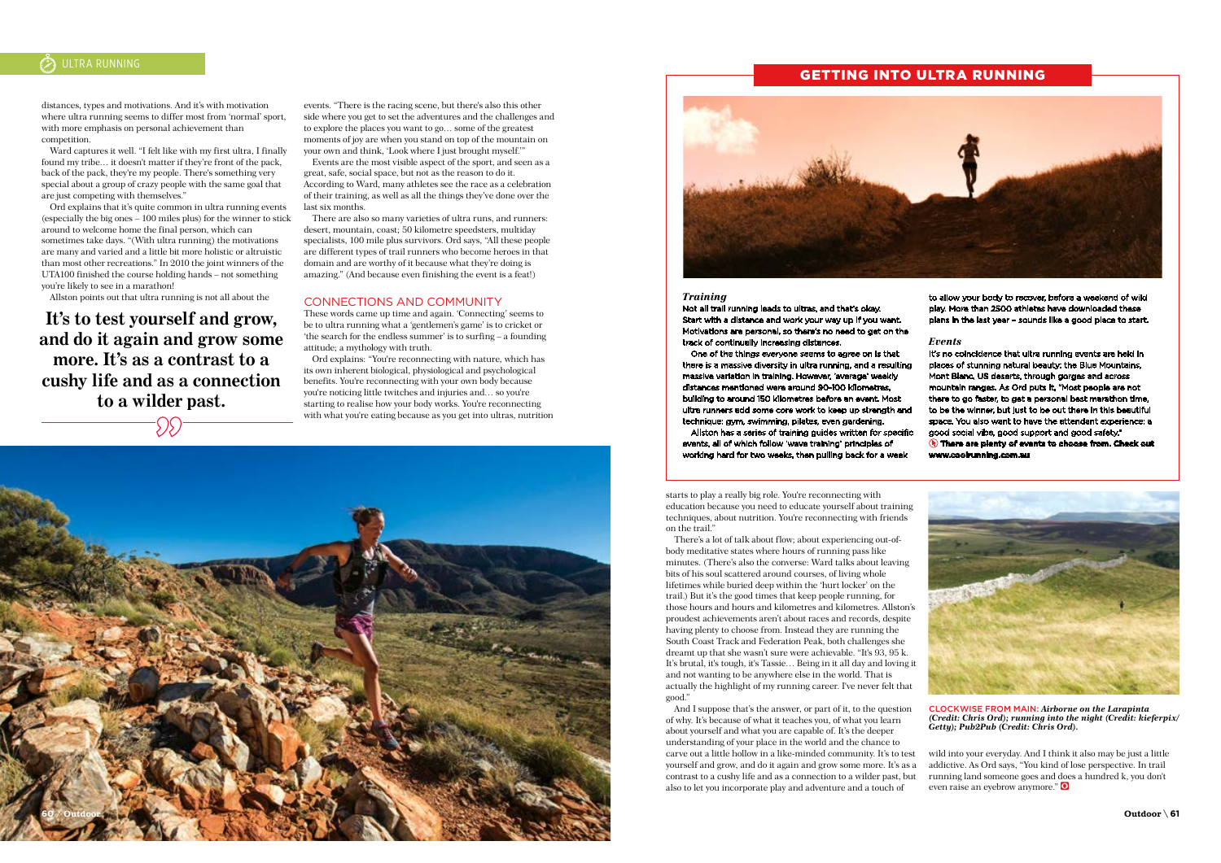distances, types and motivations. And it's with motivation where ultra running seems to differ most from 'normal' sport, with more emphasis on personal achievement than competition.

Ward captures it well. "I felt like with my first ultra, I finally found my tribe… it doesn't matter if they're front of the pack, back of the pack, they're my people. There's something very special about a group of crazy people with the same goal that are just competing with themselves."

Ord explains that it's quite common in ultra running events (especially the big ones – 100 miles plus) for the winner to stick around to welcome home the final person, which can sometimes take days. "(With ultra running) the motivations are many and varied and a little bit more holistic or altruistic than most other recreations." In 2010 the joint winners of the UTA100 finished the course holding hands – not something you're likely to see in a marathon!

Allston points out that ultra running is not all about the events. "There is the racing scene, but there's also this other side where you get to set the adventures and the challenges and to explore the places you want to go… some of the greatest moments of joy are when you stand on top of the mountain on your own and think, 'Look where I just brought myself.'"

Events are the most visible aspect of the sport, and seen as a great, safe, social space, but not as the reason to do it. According to Ward, many athletes see the race as a celebration of their training, as well as all the things they've done over the last six months.

There are also so many varieties of ultra runs, and runners: desert, mountain, coast; 50 kilometre speedsters, multiday specialists, 100 mile plus survivors. Ord says, "All these people are different types of trail runners who become heroes in that domain and are worthy of it because what they're doing is amazing." (And because even finishing the event is a feat!)

> **It's to test yourself and grow, and do it again and grow some more. It's as a contrast to a cushy life and as a connection to a wilder past.**

## CONNECTIONS AND COMMUNITY

These words came up time and again. 'Connecting' seems to be to ultra running what a 'gentlemen's game' is to cricket or 'the search for the endless summer' is to surfing – a founding attitude; a mythology with truth.

Ord explains: "You're reconnecting with nature, which has its own inherent biological, physiological and psychological benefits. You're reconnecting with your own body because you're noticing little twitches and injuries and… so you're starting to realise how your body works. You're reconnecting with what you're eating because as you get into ultras, nutrition starts to play a really big role. You're reconnecting with education because you need to educate yourself about training techniques, about nutrition. You're reconnecting with friends on the trail."

There's a lot of talk about flow; about experiencing out-of-body meditative states where hours of running pass like minutes. (There's also the converse: Ward talks about leaving bits of his soul scattered around courses, of living whole lifetimes while buried deep within the 'hurt locker' on the trail.) But it's the good times that keep people running, for those hours and hours and kilometres and kilometres. Allston's proudest achievements aren't about races and records, despite having plenty to choose from. Instead they are running the South Coast Track and Federation Peak, both challenges she dreamt up that she wasn't sure were achievable. "It's 93, 95 k. It's brutal, it's tough, it's Tassie… Being in it all day and loving it and not wanting to be anywhere else in the world. That is actually the highlight of my running career. I've never felt that good."

And I suppose that's the answer, or part of it, to the question of why. It's because of what it teaches you, of what you learn about yourself and what you are capable of. It's the deeper understanding of your place in the world and the chance to carve out a little hollow in a like-minded community. It's to test yourself and grow, and do it again and grow some more. It's as a contrast to a cushy life and as a connection to a wilder past, but also to let you incorporate play and adventure and a touch of wild into your everyday. And I think it also may be just a little addictive. As Ord says, "You kind of lose perspective. In trail running land someone goes and does a hundred k, you don't even raise an eyebrow anymore."

## GETTING INTO ULTRA RUNNING

### *Training*

**Not all trail running leads to ultras, and that's okay. Start with a distance and work your way up if you want. Motivations are personal, so there's no need to get on the track of continually increasing distances.**

One of the things everyone seems to agree on is that there is a massive diversity in ultra running, and a resulting massive variation in training. However, 'average' weekly distances mentioned were around 90-100 kilometres, building to around 150 kilometres before an event. Most ultra runners add some core work to keep up strength and technique: gym, swimming, pilates, even gardening.

Allston has a series of training guides written for specific events, all of which follow 'wave training' principles of working hard for two weeks, then pulling back for a week to allow your body to recover, before a weekend of wild play. **More than 2500 athletes have downloaded these plans in the last year – sounds like a good place to start.**

### *Events*

It's no coincidence that ultra running events are held in places of stunning natural beauty: the Blue Mountains, Mont Blanc, US deserts, through gorges and across mountain ranges. As Ord puts it, "Most people are not there to go faster, to get a personal best marathon time, to be the winner, but just to be out there in this beautiful space. You also want to have the attendant experience: a good social vibe, good support and good safety."

**There are plenty of events to choose from. Check out www.coolrunning.com.au**

CLOCKWISE FROM MAIN: *Airborne on the Larapinta (Credit: Chris Ord); running into the night (Credit: kieferpix/Getty); Pub2Pub (Credit: Chris Ord).*